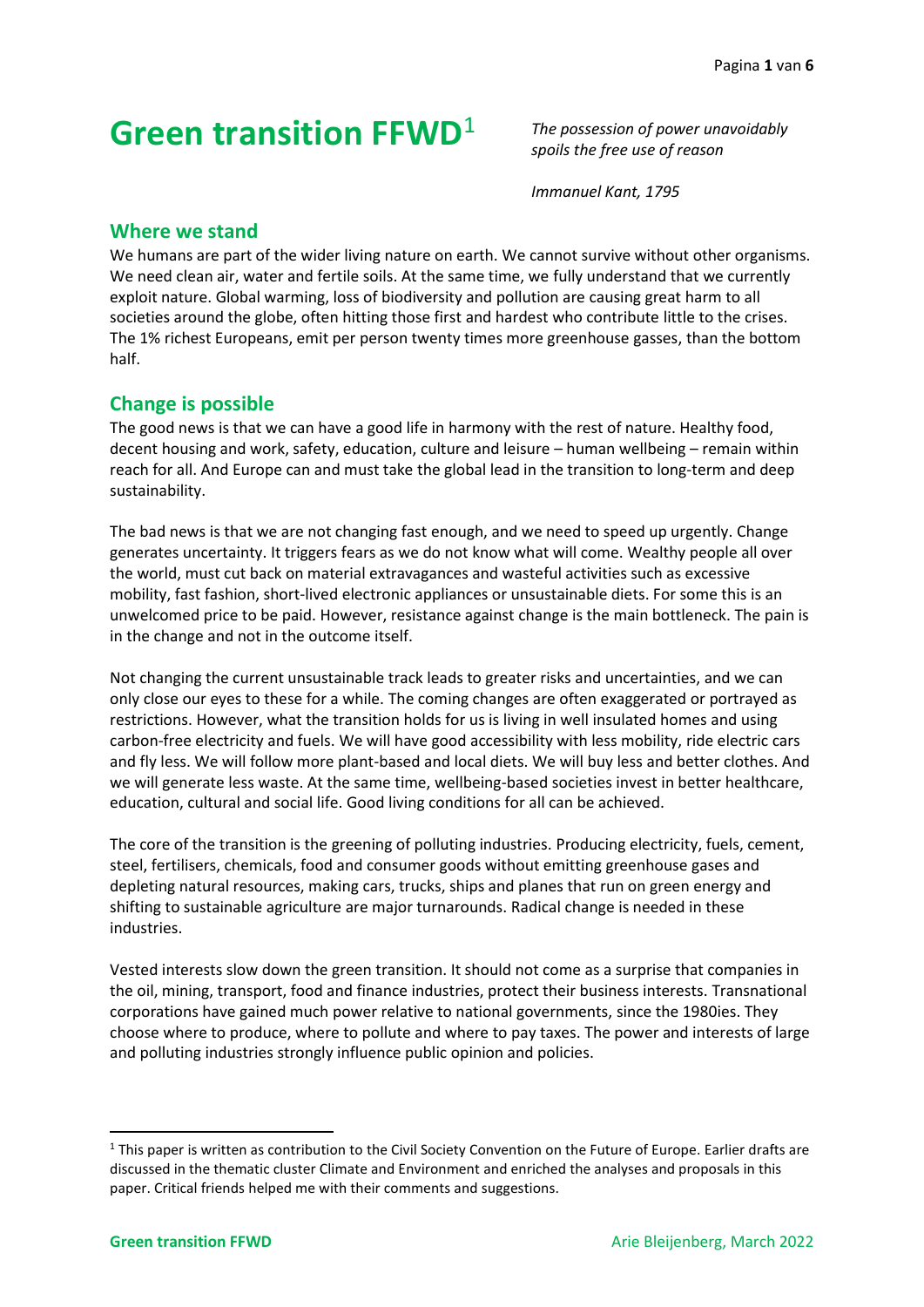# Green transition FFWD[1]

*The possession of power unavoidably spoils the free use of reason*

*Immanuel Kant, 1795*

## Where we stand

We humans are part of the wider living nature on earth. We cannot survive without other organisms. We need clean air, water and fertile soils. At the same time, we fully understand that we currently exploit nature. Global warming, loss of biodiversity and pollution are causing great harm to all societies around the globe, often hitting those first and hardest who contribute little to the crises. The 1% richest Europeans, emit per person twenty times more greenhouse gasses, than the bottom half.

## Change is possible

The good news is that we can have a good life in harmony with the rest of nature. Healthy food, decent housing and work, safety, education, culture and leisure – human wellbeing – remain within reach for all. And Europe can and must take the global lead in the transition to long-term and deep sustainability.

The bad news is that we are not changing fast enough, and we need to speed up urgently. Change generates uncertainty. It triggers fears as we do not know what will come. Wealthy people all over the world, must cut back on material extravagances and wasteful activities such as excessive mobility, fast fashion, short-lived electronic appliances or unsustainable diets. For some this is an unwelcomed price to be paid. However, resistance against change is the main bottleneck. The pain is in the change and not in the outcome itself.

Not changing the current unsustainable track leads to greater risks and uncertainties, and we can only close our eyes to these for a while. The coming changes are often exaggerated or portrayed as restrictions. However, what the transition holds for us is living in well insulated homes and using carbon-free electricity and fuels. We will have good accessibility with less mobility, ride electric cars and fly less. We will follow more plant-based and local diets. We will buy less and better clothes. And we will generate less waste. At the same time, wellbeing-based societies invest in better healthcare, education, cultural and social life. Good living conditions for all can be achieved.

The core of the transition is the greening of polluting industries. Producing electricity, fuels, cement, steel, fertilisers, chemicals, food and consumer goods without emitting greenhouse gases and depleting natural resources, making cars, trucks, ships and planes that run on green energy and shifting to sustainable agriculture are major turnarounds. Radical change is needed in these industries.

Vested interests slow down the green transition. It should not come as a surprise that companies in the oil, mining, transport, food and finance industries, protect their business interests. Transnational corporations have gained much power relative to national governments, since the 1980ies. They choose where to produce, where to pollute and where to pay taxes. The power and interests of large and polluting industries strongly influence public opinion and policies.

[1] This paper is written as contribution to the Civil Society Convention on the Future of Europe. Earlier drafts are discussed in the thematic cluster Climate and Environment and enriched the analyses and proposals in this paper. Critical friends helped me with their comments and suggestions.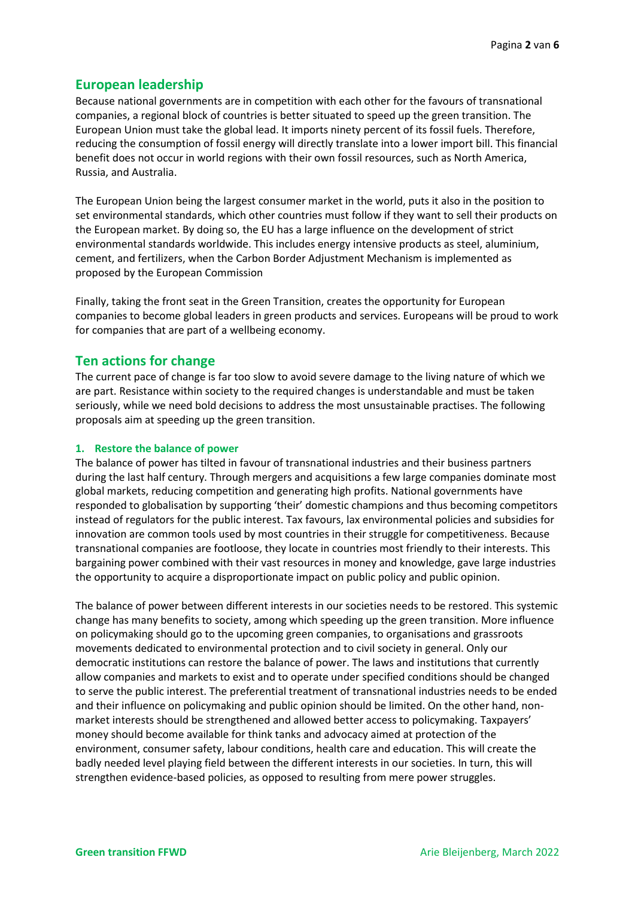## European leadership

Because national governments are in competition with each other for the favours of transnational companies, a regional block of countries is better situated to speed up the green transition. The European Union must take the global lead. It imports ninety percent of its fossil fuels. Therefore, reducing the consumption of fossil energy will directly translate into a lower import bill. This financial benefit does not occur in world regions with their own fossil resources, such as North America, Russia, and Australia.

The European Union being the largest consumer market in the world, puts it also in the position to set environmental standards, which other countries must follow if they want to sell their products on the European market. By doing so, the EU has a large influence on the development of strict environmental standards worldwide. This includes energy intensive products as steel, aluminium, cement, and fertilizers, when the Carbon Border Adjustment Mechanism is implemented as proposed by the European Commission

Finally, taking the front seat in the Green Transition, creates the opportunity for European companies to become global leaders in green products and services. Europeans will be proud to work for companies that are part of a wellbeing economy.

## Ten actions for change

The current pace of change is far too slow to avoid severe damage to the living nature of which we are part. Resistance within society to the required changes is understandable and must be taken seriously, while we need bold decisions to address the most unsustainable practises. The following proposals aim at speeding up the green transition.

### 1. Restore the balance of power

The balance of power has tilted in favour of transnational industries and their business partners during the last half century. Through mergers and acquisitions a few large companies dominate most global markets, reducing competition and generating high profits. National governments have responded to globalisation by supporting 'their' domestic champions and thus becoming competitors instead of regulators for the public interest. Tax favours, lax environmental policies and subsidies for innovation are common tools used by most countries in their struggle for competitiveness. Because transnational companies are footloose, they locate in countries most friendly to their interests. This bargaining power combined with their vast resources in money and knowledge, gave large industries the opportunity to acquire a disproportionate impact on public policy and public opinion.

The balance of power between different interests in our societies needs to be restored. This systemic change has many benefits to society, among which speeding up the green transition. More influence on policymaking should go to the upcoming green companies, to organisations and grassroots movements dedicated to environmental protection and to civil society in general. Only our democratic institutions can restore the balance of power. The laws and institutions that currently allow companies and markets to exist and to operate under specified conditions should be changed to serve the public interest. The preferential treatment of transnational industries needs to be ended and their influence on policymaking and public opinion should be limited. On the other hand, non-market interests should be strengthened and allowed better access to policymaking. Taxpayers' money should become available for think tanks and advocacy aimed at protection of the environment, consumer safety, labour conditions, health care and education. This will create the badly needed level playing field between the different interests in our societies. In turn, this will strengthen evidence-based policies, as opposed to resulting from mere power struggles.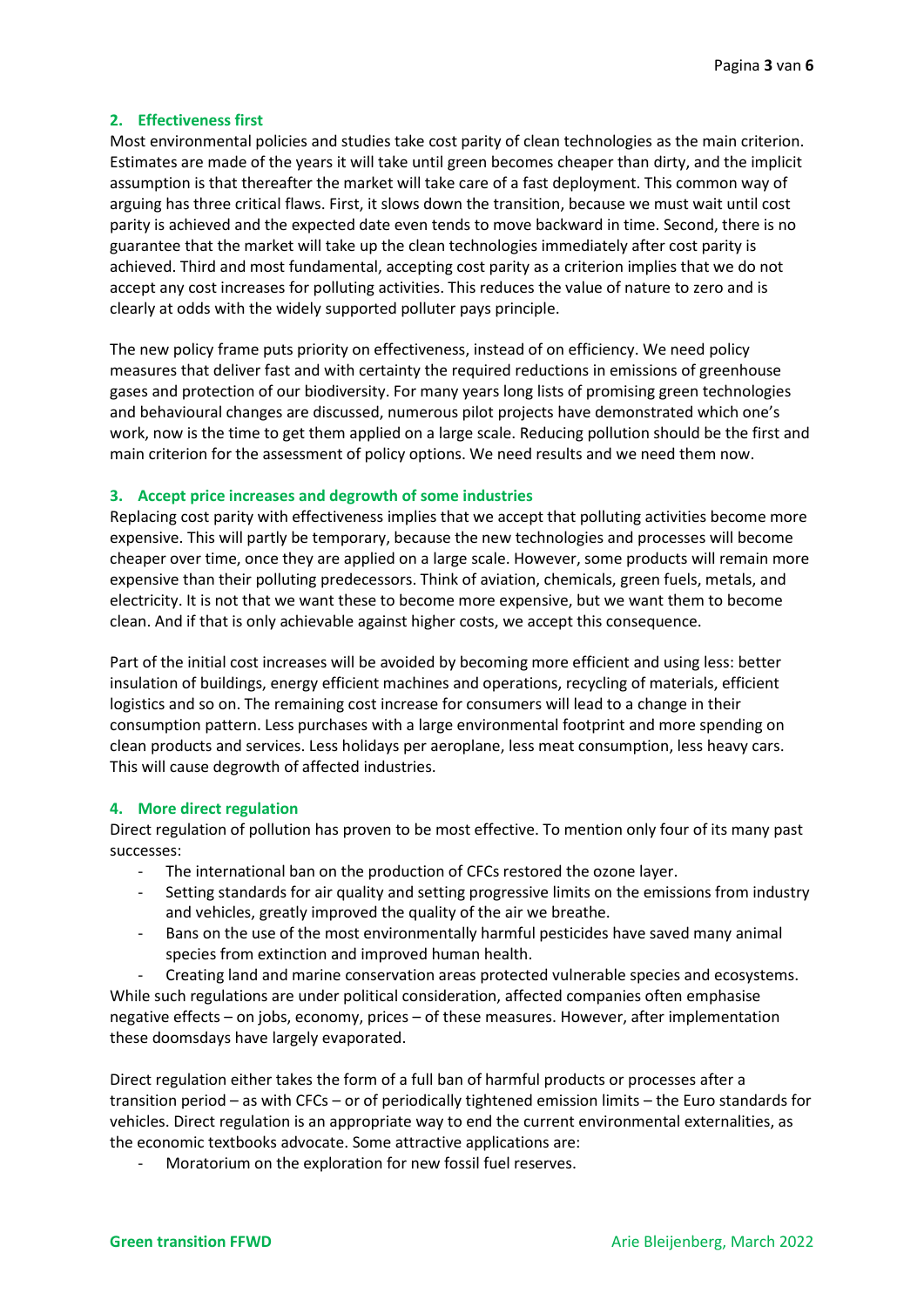## 2. Effectiveness first

Most environmental policies and studies take cost parity of clean technologies as the main criterion. Estimates are made of the years it will take until green becomes cheaper than dirty, and the implicit assumption is that thereafter the market will take care of a fast deployment. This common way of arguing has three critical flaws. First, it slows down the transition, because we must wait until cost parity is achieved and the expected date even tends to move backward in time. Second, there is no guarantee that the market will take up the clean technologies immediately after cost parity is achieved. Third and most fundamental, accepting cost parity as a criterion implies that we do not accept any cost increases for polluting activities. This reduces the value of nature to zero and is clearly at odds with the widely supported polluter pays principle.

The new policy frame puts priority on effectiveness, instead of on efficiency. We need policy measures that deliver fast and with certainty the required reductions in emissions of greenhouse gases and protection of our biodiversity. For many years long lists of promising green technologies and behavioural changes are discussed, numerous pilot projects have demonstrated which one's work, now is the time to get them applied on a large scale. Reducing pollution should be the first and main criterion for the assessment of policy options. We need results and we need them now.

## 3. Accept price increases and degrowth of some industries

Replacing cost parity with effectiveness implies that we accept that polluting activities become more expensive. This will partly be temporary, because the new technologies and processes will become cheaper over time, once they are applied on a large scale. However, some products will remain more expensive than their polluting predecessors. Think of aviation, chemicals, green fuels, metals, and electricity. It is not that we want these to become more expensive, but we want them to become clean. And if that is only achievable against higher costs, we accept this consequence.

Part of the initial cost increases will be avoided by becoming more efficient and using less: better insulation of buildings, energy efficient machines and operations, recycling of materials, efficient logistics and so on. The remaining cost increase for consumers will lead to a change in their consumption pattern. Less purchases with a large environmental footprint and more spending on clean products and services. Less holidays per aeroplane, less meat consumption, less heavy cars. This will cause degrowth of affected industries.

## 4. More direct regulation

Direct regulation of pollution has proven to be most effective. To mention only four of its many past successes:

- The international ban on the production of CFCs restored the ozone layer.
- Setting standards for air quality and setting progressive limits on the emissions from industry and vehicles, greatly improved the quality of the air we breathe.
- Bans on the use of the most environmentally harmful pesticides have saved many animal species from extinction and improved human health.
- Creating land and marine conservation areas protected vulnerable species and ecosystems.

While such regulations are under political consideration, affected companies often emphasise negative effects – on jobs, economy, prices – of these measures. However, after implementation these doomsdays have largely evaporated.

Direct regulation either takes the form of a full ban of harmful products or processes after a transition period – as with CFCs – or of periodically tightened emission limits – the Euro standards for vehicles. Direct regulation is an appropriate way to end the current environmental externalities, as the economic textbooks advocate. Some attractive applications are:

- Moratorium on the exploration for new fossil fuel reserves.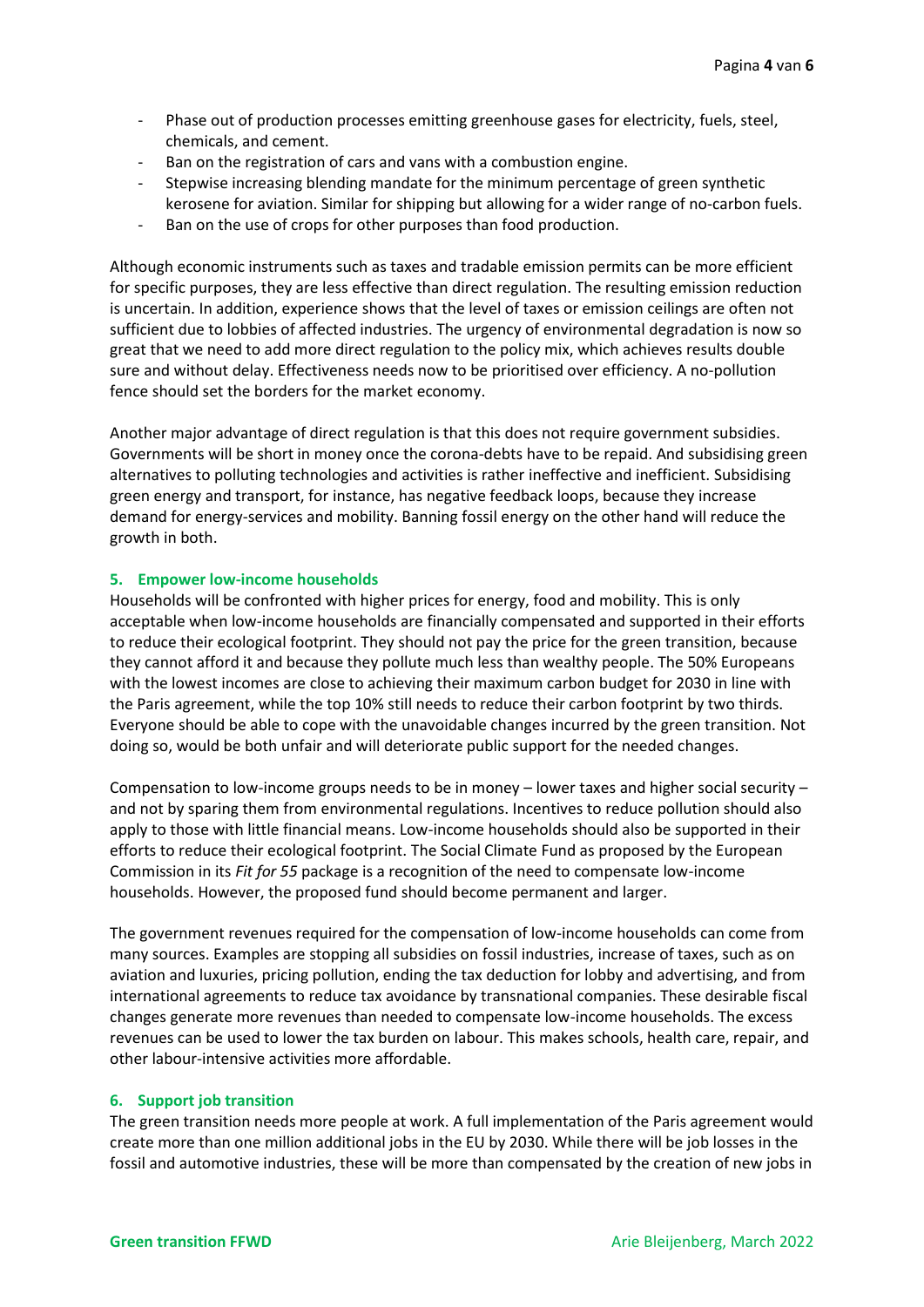- Phase out of production processes emitting greenhouse gases for electricity, fuels, steel, chemicals, and cement.
- Ban on the registration of cars and vans with a combustion engine.
- Stepwise increasing blending mandate for the minimum percentage of green synthetic kerosene for aviation. Similar for shipping but allowing for a wider range of no-carbon fuels.
- Ban on the use of crops for other purposes than food production.

Although economic instruments such as taxes and tradable emission permits can be more efficient for specific purposes, they are less effective than direct regulation. The resulting emission reduction is uncertain. In addition, experience shows that the level of taxes or emission ceilings are often not sufficient due to lobbies of affected industries. The urgency of environmental degradation is now so great that we need to add more direct regulation to the policy mix, which achieves results double sure and without delay. Effectiveness needs now to be prioritised over efficiency. A no-pollution fence should set the borders for the market economy.

Another major advantage of direct regulation is that this does not require government subsidies. Governments will be short in money once the corona-debts have to be repaid. And subsidising green alternatives to polluting technologies and activities is rather ineffective and inefficient. Subsidising green energy and transport, for instance, has negative feedback loops, because they increase demand for energy-services and mobility. Banning fossil energy on the other hand will reduce the growth in both.

## 5. Empower low-income households

Households will be confronted with higher prices for energy, food and mobility. This is only acceptable when low-income households are financially compensated and supported in their efforts to reduce their ecological footprint. They should not pay the price for the green transition, because they cannot afford it and because they pollute much less than wealthy people. The 50% Europeans with the lowest incomes are close to achieving their maximum carbon budget for 2030 in line with the Paris agreement, while the top 10% still needs to reduce their carbon footprint by two thirds. Everyone should be able to cope with the unavoidable changes incurred by the green transition. Not doing so, would be both unfair and will deteriorate public support for the needed changes.

Compensation to low-income groups needs to be in money – lower taxes and higher social security – and not by sparing them from environmental regulations. Incentives to reduce pollution should also apply to those with little financial means. Low-income households should also be supported in their efforts to reduce their ecological footprint. The Social Climate Fund as proposed by the European Commission in its *Fit for 55* package is a recognition of the need to compensate low-income households. However, the proposed fund should become permanent and larger.

The government revenues required for the compensation of low-income households can come from many sources. Examples are stopping all subsidies on fossil industries, increase of taxes, such as on aviation and luxuries, pricing pollution, ending the tax deduction for lobby and advertising, and from international agreements to reduce tax avoidance by transnational companies. These desirable fiscal changes generate more revenues than needed to compensate low-income households. The excess revenues can be used to lower the tax burden on labour. This makes schools, health care, repair, and other labour-intensive activities more affordable.

## 6. Support job transition

The green transition needs more people at work. A full implementation of the Paris agreement would create more than one million additional jobs in the EU by 2030. While there will be job losses in the fossil and automotive industries, these will be more than compensated by the creation of new jobs in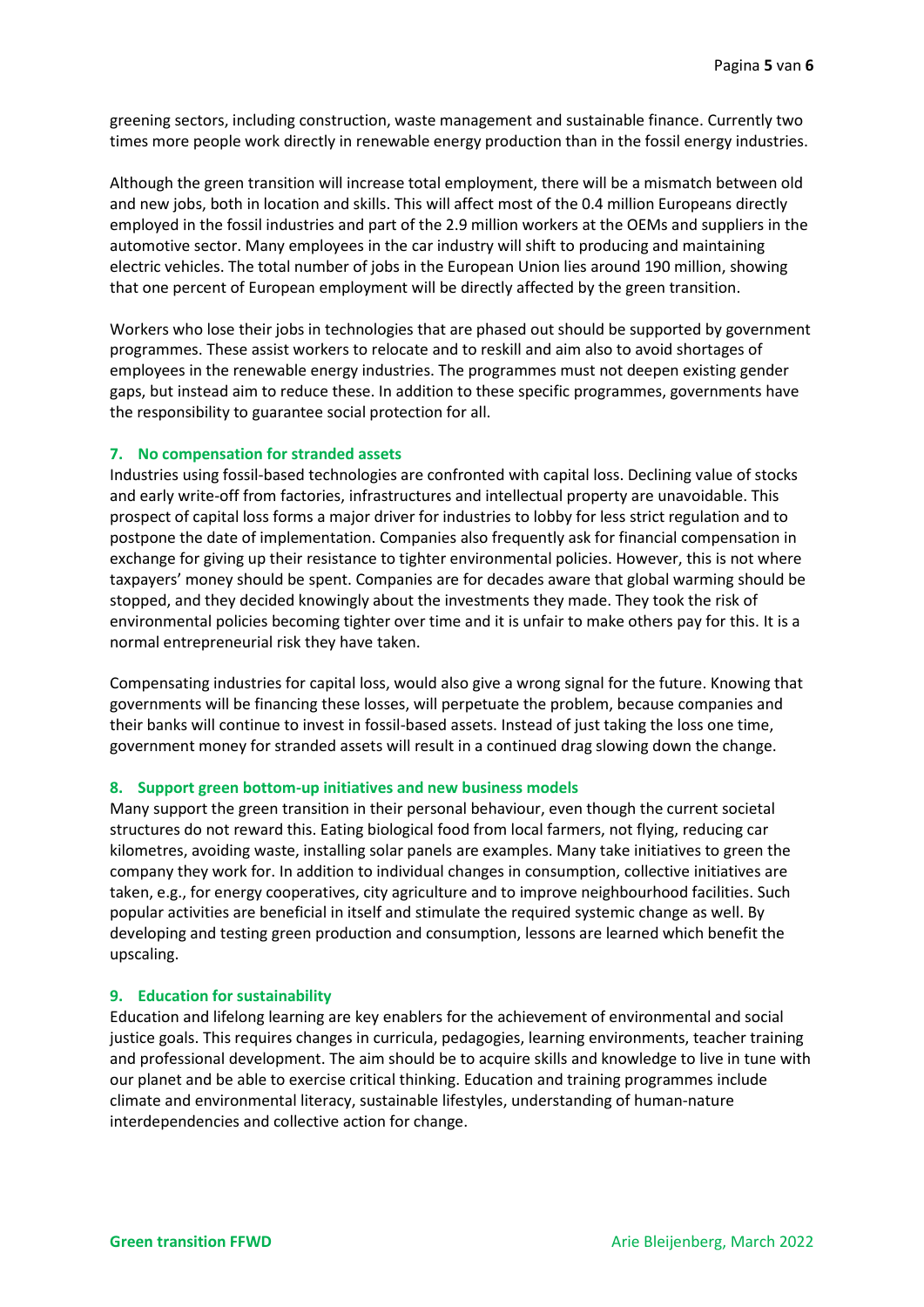greening sectors, including construction, waste management and sustainable finance. Currently two times more people work directly in renewable energy production than in the fossil energy industries.

Although the green transition will increase total employment, there will be a mismatch between old and new jobs, both in location and skills. This will affect most of the 0.4 million Europeans directly employed in the fossil industries and part of the 2.9 million workers at the OEMs and suppliers in the automotive sector. Many employees in the car industry will shift to producing and maintaining electric vehicles. The total number of jobs in the European Union lies around 190 million, showing that one percent of European employment will be directly affected by the green transition.

Workers who lose their jobs in technologies that are phased out should be supported by government programmes. These assist workers to relocate and to reskill and aim also to avoid shortages of employees in the renewable energy industries. The programmes must not deepen existing gender gaps, but instead aim to reduce these. In addition to these specific programmes, governments have the responsibility to guarantee social protection for all.

### 7. No compensation for stranded assets

Industries using fossil-based technologies are confronted with capital loss. Declining value of stocks and early write-off from factories, infrastructures and intellectual property are unavoidable. This prospect of capital loss forms a major driver for industries to lobby for less strict regulation and to postpone the date of implementation. Companies also frequently ask for financial compensation in exchange for giving up their resistance to tighter environmental policies. However, this is not where taxpayers' money should be spent. Companies are for decades aware that global warming should be stopped, and they decided knowingly about the investments they made. They took the risk of environmental policies becoming tighter over time and it is unfair to make others pay for this. It is a normal entrepreneurial risk they have taken.

Compensating industries for capital loss, would also give a wrong signal for the future. Knowing that governments will be financing these losses, will perpetuate the problem, because companies and their banks will continue to invest in fossil-based assets. Instead of just taking the loss one time, government money for stranded assets will result in a continued drag slowing down the change.

### 8. Support green bottom-up initiatives and new business models

Many support the green transition in their personal behaviour, even though the current societal structures do not reward this. Eating biological food from local farmers, not flying, reducing car kilometres, avoiding waste, installing solar panels are examples. Many take initiatives to green the company they work for. In addition to individual changes in consumption, collective initiatives are taken, e.g., for energy cooperatives, city agriculture and to improve neighbourhood facilities. Such popular activities are beneficial in itself and stimulate the required systemic change as well. By developing and testing green production and consumption, lessons are learned which benefit the upscaling.

### 9. Education for sustainability

Education and lifelong learning are key enablers for the achievement of environmental and social justice goals. This requires changes in curricula, pedagogies, learning environments, teacher training and professional development. The aim should be to acquire skills and knowledge to live in tune with our planet and be able to exercise critical thinking. Education and training programmes include climate and environmental literacy, sustainable lifestyles, understanding of human-nature interdependencies and collective action for change.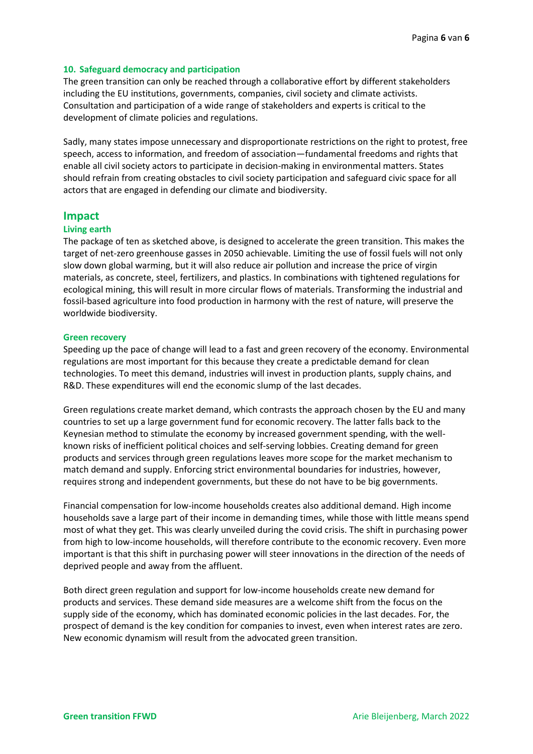### 10. Safeguard democracy and participation

The green transition can only be reached through a collaborative effort by different stakeholders including the EU institutions, governments, companies, civil society and climate activists. Consultation and participation of a wide range of stakeholders and experts is critical to the development of climate policies and regulations.

Sadly, many states impose unnecessary and disproportionate restrictions on the right to protest, free speech, access to information, and freedom of association—fundamental freedoms and rights that enable all civil society actors to participate in decision-making in environmental matters. States should refrain from creating obstacles to civil society participation and safeguard civic space for all actors that are engaged in defending our climate and biodiversity.

## Impact

### Living earth

The package of ten as sketched above, is designed to accelerate the green transition. This makes the target of net-zero greenhouse gasses in 2050 achievable. Limiting the use of fossil fuels will not only slow down global warming, but it will also reduce air pollution and increase the price of virgin materials, as concrete, steel, fertilizers, and plastics. In combinations with tightened regulations for ecological mining, this will result in more circular flows of materials. Transforming the industrial and fossil-based agriculture into food production in harmony with the rest of nature, will preserve the worldwide biodiversity.

### Green recovery

Speeding up the pace of change will lead to a fast and green recovery of the economy. Environmental regulations are most important for this because they create a predictable demand for clean technologies. To meet this demand, industries will invest in production plants, supply chains, and R&D. These expenditures will end the economic slump of the last decades.

Green regulations create market demand, which contrasts the approach chosen by the EU and many countries to set up a large government fund for economic recovery. The latter falls back to the Keynesian method to stimulate the economy by increased government spending, with the well-known risks of inefficient political choices and self-serving lobbies. Creating demand for green products and services through green regulations leaves more scope for the market mechanism to match demand and supply. Enforcing strict environmental boundaries for industries, however, requires strong and independent governments, but these do not have to be big governments.

Financial compensation for low-income households creates also additional demand. High income households save a large part of their income in demanding times, while those with little means spend most of what they get. This was clearly unveiled during the covid crisis. The shift in purchasing power from high to low-income households, will therefore contribute to the economic recovery. Even more important is that this shift in purchasing power will steer innovations in the direction of the needs of deprived people and away from the affluent.

Both direct green regulation and support for low-income households create new demand for products and services. These demand side measures are a welcome shift from the focus on the supply side of the economy, which has dominated economic policies in the last decades. For, the prospect of demand is the key condition for companies to invest, even when interest rates are zero. New economic dynamism will result from the advocated green transition.